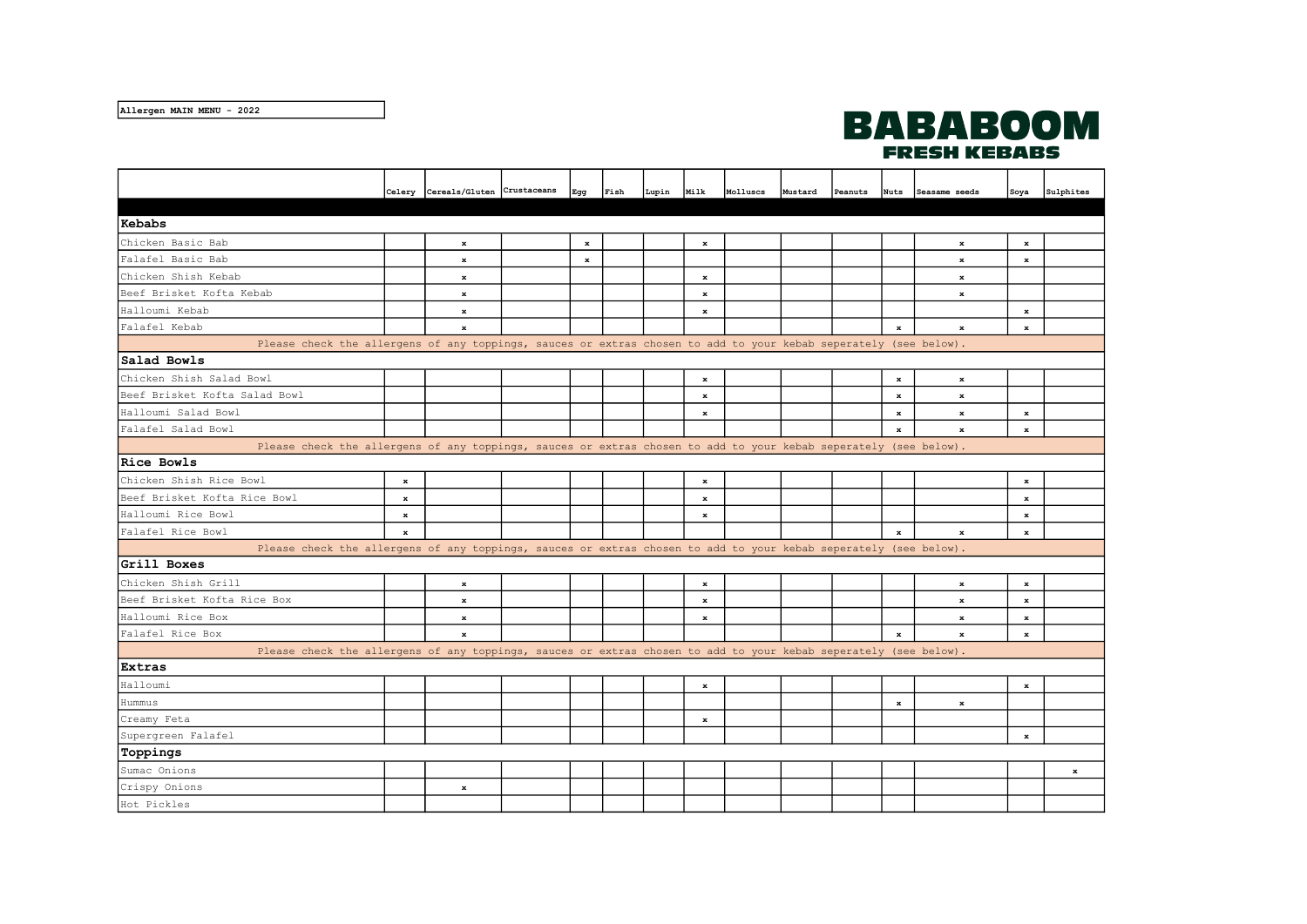Allergen MAIN MENU - 2022

# BABABOOM
## FRESH KEBABS

| | Celery | Cereals/Gluten | Crustaceans | Egg | Fish | Lupin | Milk | Molluscs | Mustard | Peanuts | Nuts | Seasame seeds | Soya | Sulphites |
|---|---|---|---|---|---|---|---|---|---|---|---|---|---|---|
| **Kebabs** | | | | | | | | | | | | | | |
| Chicken Basic Bab | | x | | x | | | x | | | | | x | x | |
| Falafel Basic Bab | | x | | x | | | | | | | | x | x | |
| Chicken Shish Kebab | | x | | | | | x | | | | | x | | |
| Beef Brisket Kofta Kebab | | x | | | | | x | | | | | x | | |
| Halloumi Kebab | | x | | | | | x | | | | | | x | |
| Falafel Kebab | | x | | | | | | | | | x | x | x | |
| Please check the allergens of any toppings, sauces or extras chosen to add to your kebab seperately (see below). | | | | | | | | | | | | | | |
| **Salad Bowls** | | | | | | | | | | | | | | |
| Chicken Shish Salad Bowl | | | | | | | x | | | | x | x | | |
| Beef Brisket Kofta Salad Bowl | | | | | | | x | | | | x | x | | |
| Halloumi Salad Bowl | | | | | | | x | | | | x | x | x | |
| Falafel Salad Bowl | | | | | | | | | | | x | x | x | |
| Please check the allergens of any toppings, sauces or extras chosen to add to your kebab seperately (see below). | | | | | | | | | | | | | | |
| **Rice Bowls** | | | | | | | | | | | | | | |
| Chicken Shish Rice Bowl | x | | | | | | x | | | | | | x | |
| Beef Brisket Kofta Rice Bowl | x | | | | | | x | | | | | | x | |
| Halloumi Rice Bowl | x | | | | | | x | | | | | | x | |
| Falafel Rice Bowl | x | | | | | | | | | | x | x | x | |
| Please check the allergens of any toppings, sauces or extras chosen to add to your kebab seperately (see below). | | | | | | | | | | | | | | |
| **Grill Boxes** | | | | | | | | | | | | | | |
| Chicken Shish Grill | | x | | | | | x | | | | | x | x | |
| Beef Brisket Kofta Rice Box | | x | | | | | x | | | | | x | x | |
| Halloumi Rice Box | | x | | | | | x | | | | | x | x | |
| Falafel Rice Box | | x | | | | | | | | | x | x | x | |
| Please check the allergens of any toppings, sauces or extras chosen to add to your kebab seperately (see below). | | | | | | | | | | | | | | |
| **Extras** | | | | | | | | | | | | | | |
| Halloumi | | | | | | | x | | | | | | x | |
| Hummus | | | | | | | | | | | x | x | | |
| Creamy Feta | | | | | | | x | | | | | | | |
| Supergreen Falafel | | | | | | | | | | | | | x | |
| **Toppings** | | | | | | | | | | | | | | |
| Sumac Onions | | | | | | | | | | | | | | x |
| Crispy Onions | | x | | | | | | | | | | | | |
| Hot Pickles | | | | | | | | | | | | | | |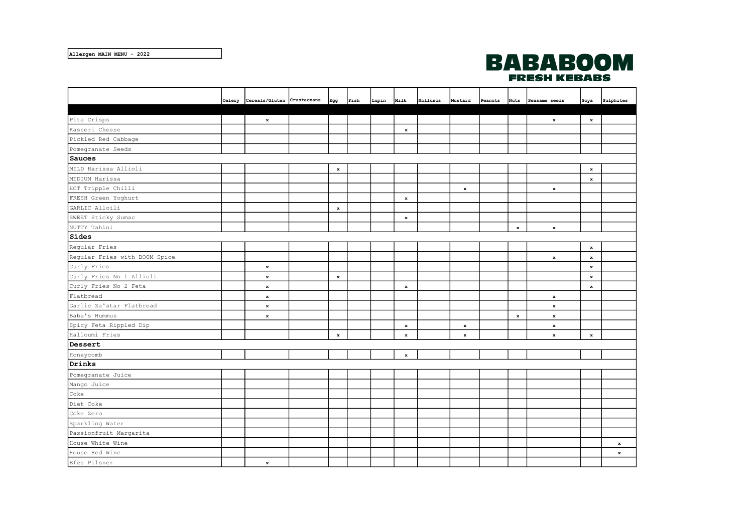Allergen MAIN MENU - 2022

BABABOOM FRESH KEBABS

| | Celery | Cereals/Gluten | Crustaceans | Egg | Fish | Lupin | Milk | Molluscs | Mustard | Peanuts | Nuts | Seasame seeds | Soya | Sulphites |
|---|---|---|---|---|---|---|---|---|---|---|---|---|---|---|
| | | | | | | | | | | | | | | |
| Pita Crisps | | x | | | | | | | | | | x | x | |
| Kasseri Cheese | | | | | | | x | | | | | | | |
| Pickled Red Cabbage | | | | | | | | | | | | | | |
| Pomegranate Seeds | | | | | | | | | | | | | | |
| **Sauces** | | | | | | | | | | | | | | |
| MILD Harissa Allioli | | | | x | | | | | | | | | x | |
| MEDIUM Harissa | | | | | | | | | | | | | x | |
| HOT Tripple Chilli | | | | | | | | | x | | | x | | |
| FRESH Green Yoghurt | | | | | | | x | | | | | | | |
| GARLIC Alloili | | | | x | | | | | | | | | | |
| SWEET Sticky Sumac | | | | | | | x | | | | | | | |
| NUTTY Tahini | | | | | | | | | | | x | x | | |
| **Sides** | | | | | | | | | | | | | | |
| Regular Fries | | | | | | | | | | | | | x | |
| Regular Fries with BOOM Spice | | | | | | | | | | | | x | x | |
| Curly Fries | | x | | | | | | | | | | | x | |
| Curly Fries No 1 Allioli | | x | | x | | | | | | | | | x | |
| Curly Fries No 2 Feta | | x | | | | | x | | | | | | x | |
| Flatbread | | x | | | | | | | | | | x | | |
| Garlic Za'atar Flatbread | | x | | | | | | | | | | x | | |
| Baba's Hummus | | x | | | | | | | | | x | x | | |
| Spicy Feta Rippled Dip | | | | | | | x | | x | | | x | | |
| Halloumi Fries | | | | x | | | x | | x | | | x | x | |
| **Dessert** | | | | | | | | | | | | | | |
| Honeycomb | | | | | | | x | | | | | | | |
| **Drinks** | | | | | | | | | | | | | | |
| Pomegranate Juice | | | | | | | | | | | | | | |
| Mango Juice | | | | | | | | | | | | | | |
| Coke | | | | | | | | | | | | | | |
| Diet Coke | | | | | | | | | | | | | | |
| Coke Zero | | | | | | | | | | | | | | |
| Sparkling Water | | | | | | | | | | | | | | |
| Passionfruit Margarita | | | | | | | | | | | | | | |
| House White Wine | | | | | | | | | | | | | | x |
| House Red Wine | | | | | | | | | | | | | | x |
| Efes Pilsner | | x | | | | | | | | | | | | |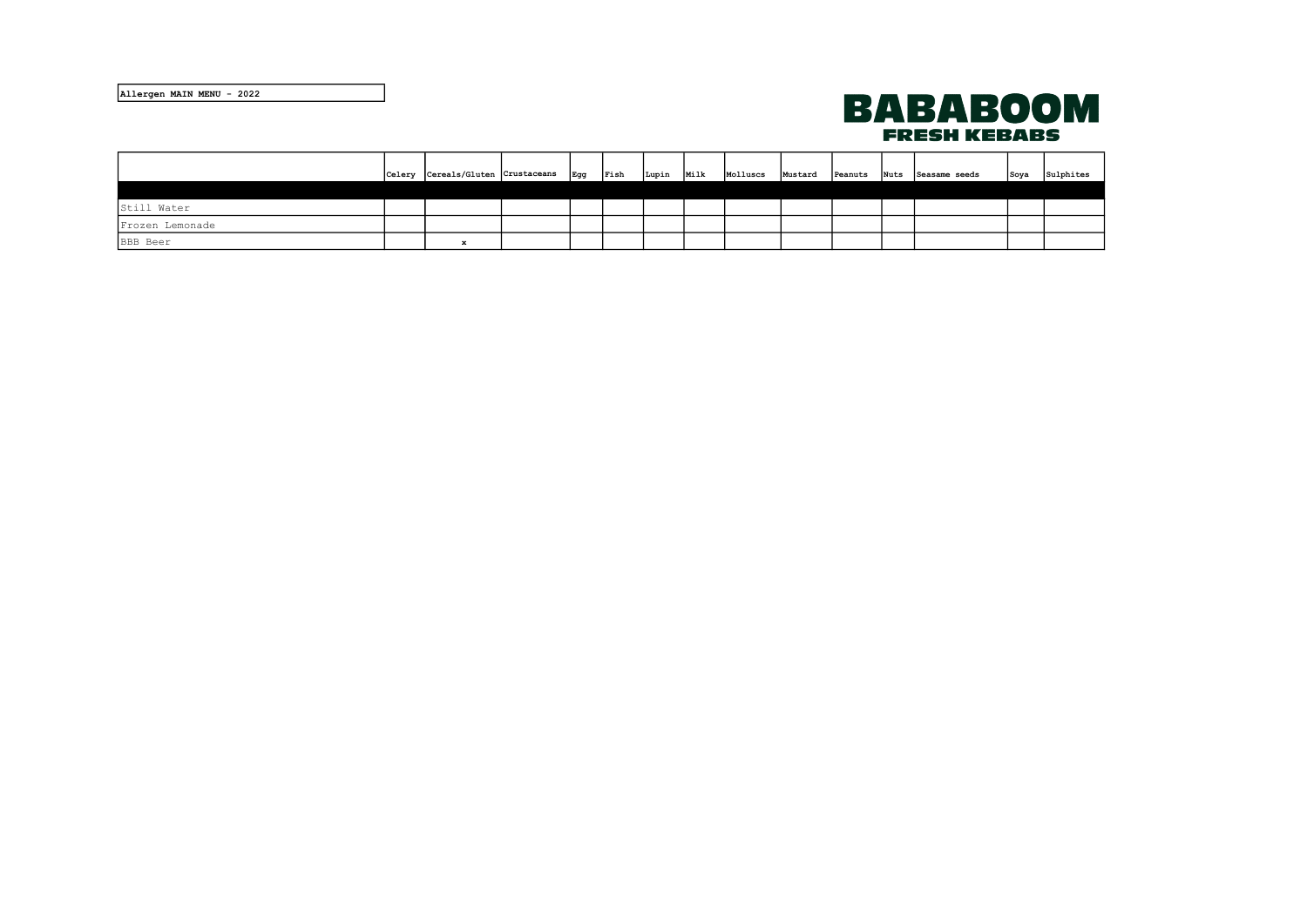**Allergen MAIN MENU - 2022**

BABABOOM FRESH KEBABS

| | Celery | Cereals/Gluten | Crustaceans | Egg | Fish | Lupin | Milk | Molluscs | Mustard | Peanuts | Nuts | Seasame seeds | Soya | Sulphites |
|---|---|---|---|---|---|---|---|---|---|---|---|---|---|---|
| | | | | | | | | | | | | | | |
| Still Water | | | | | | | | | | | | | | |
| Frozen Lemonade | | | | | | | | | | | | | | |
| BBB Beer | | x | | | | | | | | | | | | |